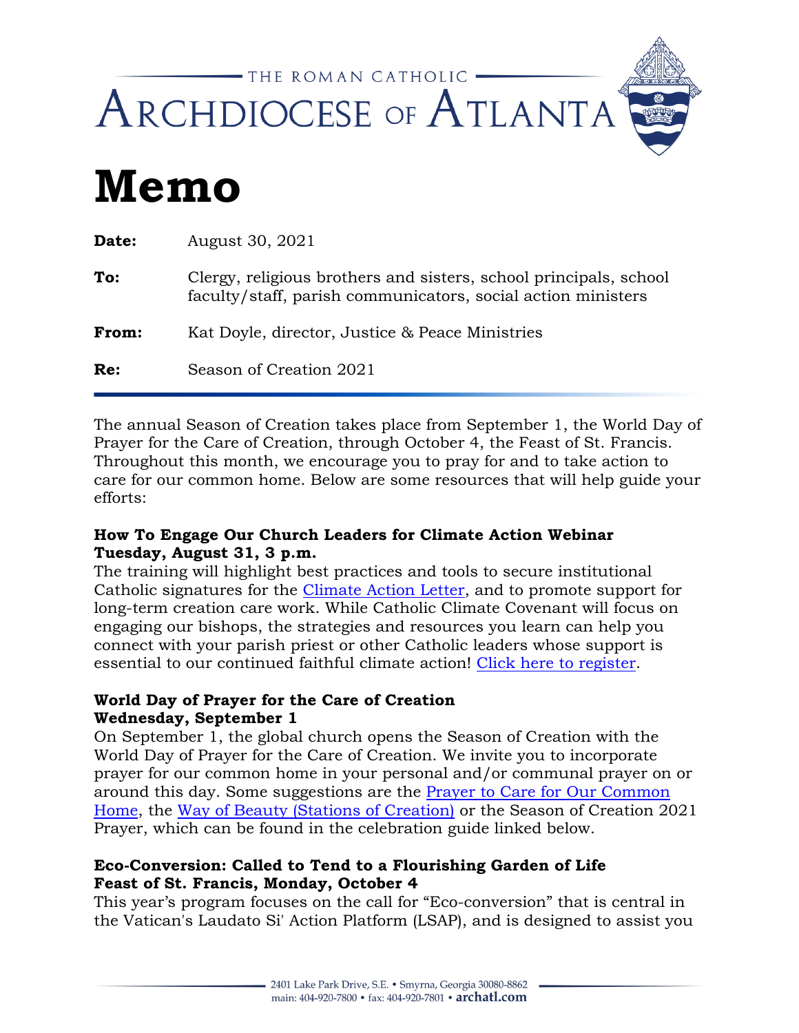THE ROMAN CATHOLIC

# ARCHDIOCESE OF ATLANTA

# Memo

**Date:** August 30, 2021

**To:** Clergy, religious brothers and sisters, school principals, school faculty/staff, parish communicators, social action ministers

**From:** Kat Doyle, director, Justice & Peace Ministries

**Re:** Season of Creation 2021

The annual Season of Creation takes place from September 1, the World Day of Prayer for the Care of Creation, through October 4, the Feast of St. Francis. Throughout this month, we encourage you to pray for and to take action to care for our common home. Below are some resources that will help guide your efforts:

**How To Engage Our Church Leaders for Climate Action Webinar**
**Tuesday, August 31, 3 p.m.**
The training will highlight best practices and tools to secure institutional Catholic signatures for the Climate Action Letter, and to promote support for long-term creation care work. While Catholic Climate Covenant will focus on engaging our bishops, the strategies and resources you learn can help you connect with your parish priest or other Catholic leaders whose support is essential to our continued faithful climate action! Click here to register.

**World Day of Prayer for the Care of Creation**
**Wednesday, September 1**
On September 1, the global church opens the Season of Creation with the World Day of Prayer for the Care of Creation. We invite you to incorporate prayer for our common home in your personal and/or communal prayer on or around this day. Some suggestions are the Prayer to Care for Our Common Home, the Way of Beauty (Stations of Creation) or the Season of Creation 2021 Prayer, which can be found in the celebration guide linked below.

**Eco-Conversion: Called to Tend to a Flourishing Garden of Life**
**Feast of St. Francis, Monday, October 4**
This year's program focuses on the call for "Eco-conversion" that is central in the Vatican's Laudato Si' Action Platform (LSAP), and is designed to assist you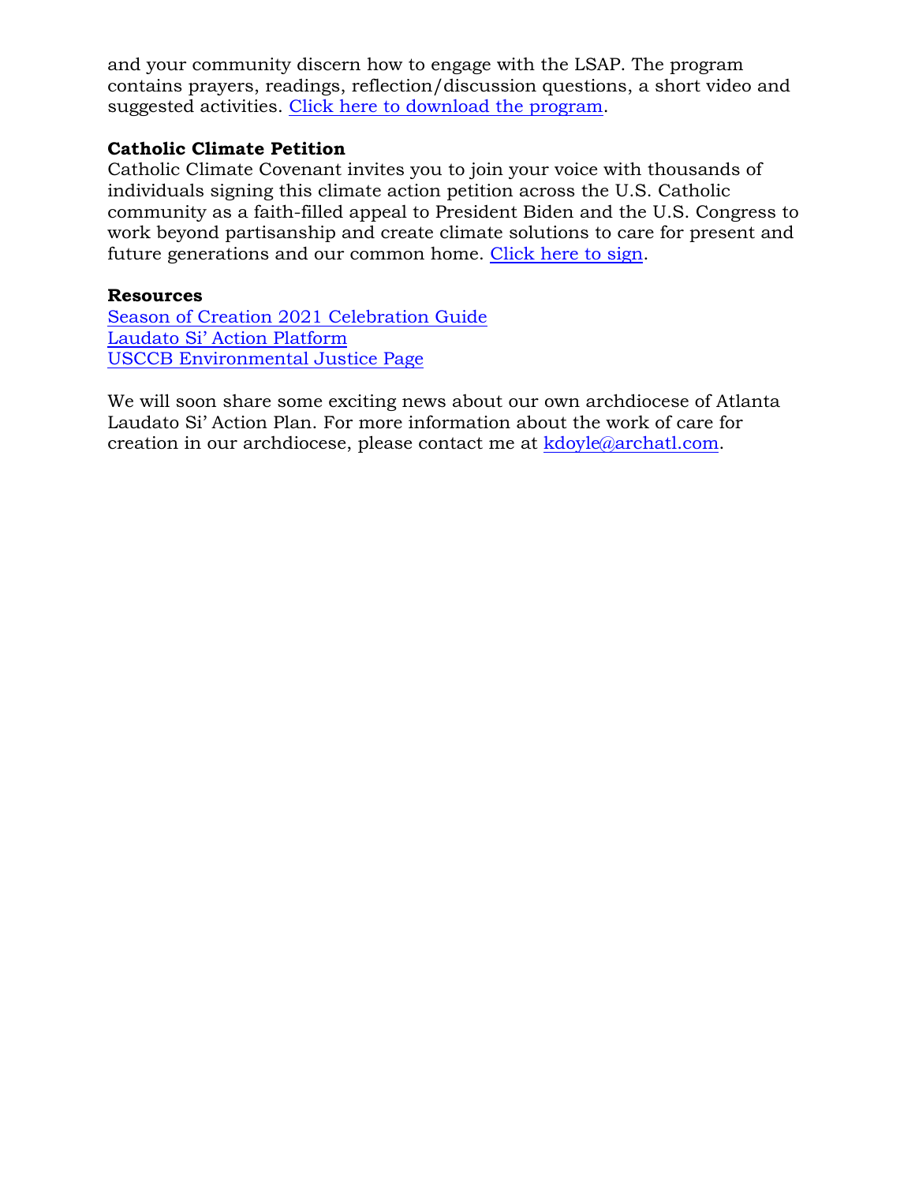and your community discern how to engage with the LSAP. The program contains prayers, readings, reflection/discussion questions, a short video and suggested activities. Click here to download the program.

**Catholic Climate Petition**
Catholic Climate Covenant invites you to join your voice with thousands of individuals signing this climate action petition across the U.S. Catholic community as a faith-filled appeal to President Biden and the U.S. Congress to work beyond partisanship and create climate solutions to care for present and future generations and our common home. Click here to sign.

**Resources**
Season of Creation 2021 Celebration Guide
Laudato Si' Action Platform
USCCB Environmental Justice Page

We will soon share some exciting news about our own archdiocese of Atlanta Laudato Si' Action Plan. For more information about the work of care for creation in our archdiocese, please contact me at kdoyle@archatl.com.